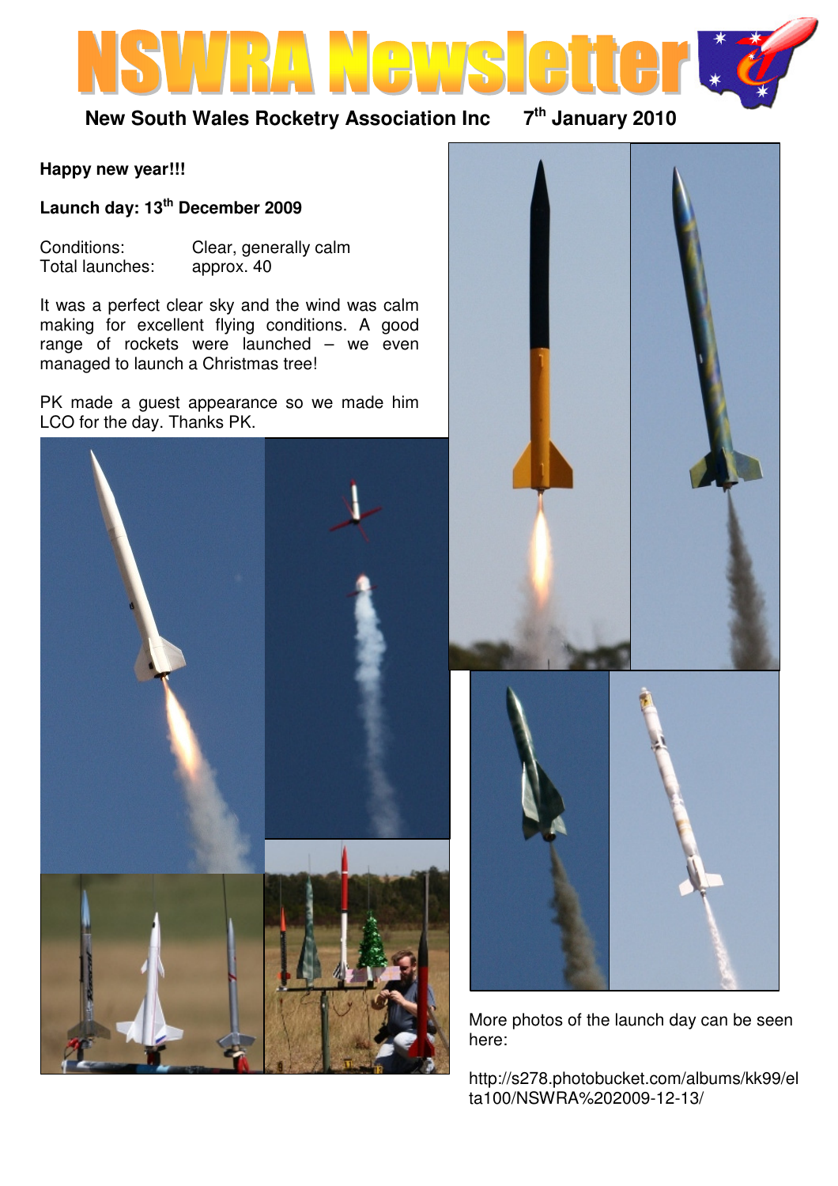# NSWRA Newsletter

**New South Wales Rocketry Association Inc 7th January 2010**

**Happy new year!!!**

**Launch day: 13th December 2009**

| Conditions: | Clear, generally calm |
|---|---|
| Total launches: | approx. 40 |

It was a perfect clear sky and the wind was calm making for excellent flying conditions. A good range of rockets were launched – we even managed to launch a Christmas tree!

PK made a guest appearance so we made him LCO for the day. Thanks PK.

More photos of the launch day can be seen here:

http://s278.photobucket.com/albums/kk99/elta100/NSWRA%202009-12-13/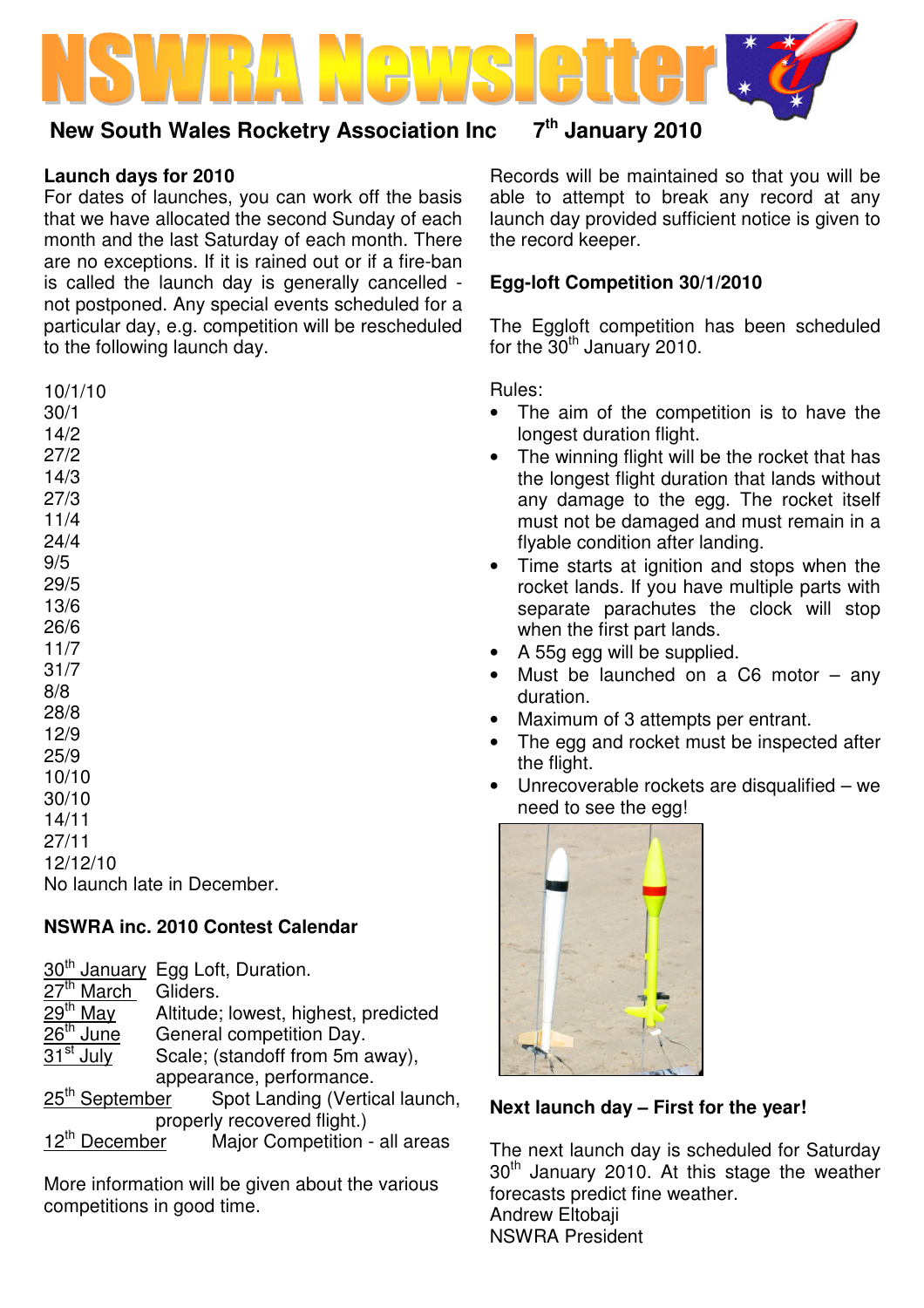# NSWRA Newsletter

**New South Wales Rocketry Association Inc** **7th January 2010**

### Launch days for 2010

For dates of launches, you can work off the basis that we have allocated the second Sunday of each month and the last Saturday of each month. There are no exceptions. If it is rained out or if a fire-ban is called the launch day is generally cancelled - not postponed. Any special events scheduled for a particular day, e.g. competition will be rescheduled to the following launch day.

10/1/10
30/1
14/2
27/2
14/3
27/3
11/4
24/4
9/5
29/5
13/6
26/6
11/7
31/7
8/8
28/8
12/9
25/9
10/10
30/10
14/11
27/11
12/12/10
No launch late in December.

### NSWRA inc. 2010 Contest Calendar

| | |
|---|---|
| 30th January | Egg Loft, Duration. |
| 27th March | Gliders. |
| 29th May | Altitude; lowest, highest, predicted |
| 26th June | General competition Day. |
| 31st July | Scale; (standoff from 5m away), appearance, performance. |
| 25th September | Spot Landing (Vertical launch, properly recovered flight.) |
| 12th December | Major Competition - all areas |

More information will be given about the various competitions in good time.

Records will be maintained so that you will be able to attempt to break any record at any launch day provided sufficient notice is given to the record keeper.

### Egg-loft Competition 30/1/2010

The Eggloft competition has been scheduled for the 30th January 2010.

Rules:

- The aim of the competition is to have the longest duration flight.
- The winning flight will be the rocket that has the longest flight duration that lands without any damage to the egg. The rocket itself must not be damaged and must remain in a flyable condition after landing.
- Time starts at ignition and stops when the rocket lands. If you have multiple parts with separate parachutes the clock will stop when the first part lands.
- A 55g egg will be supplied.
- Must be launched on a C6 motor – any duration.
- Maximum of 3 attempts per entrant.
- The egg and rocket must be inspected after the flight.
- Unrecoverable rockets are disqualified – we need to see the egg!

### Next launch day – First for the year!

The next launch day is scheduled for Saturday 30th January 2010. At this stage the weather forecasts predict fine weather.
Andrew Eltobaji
NSWRA President